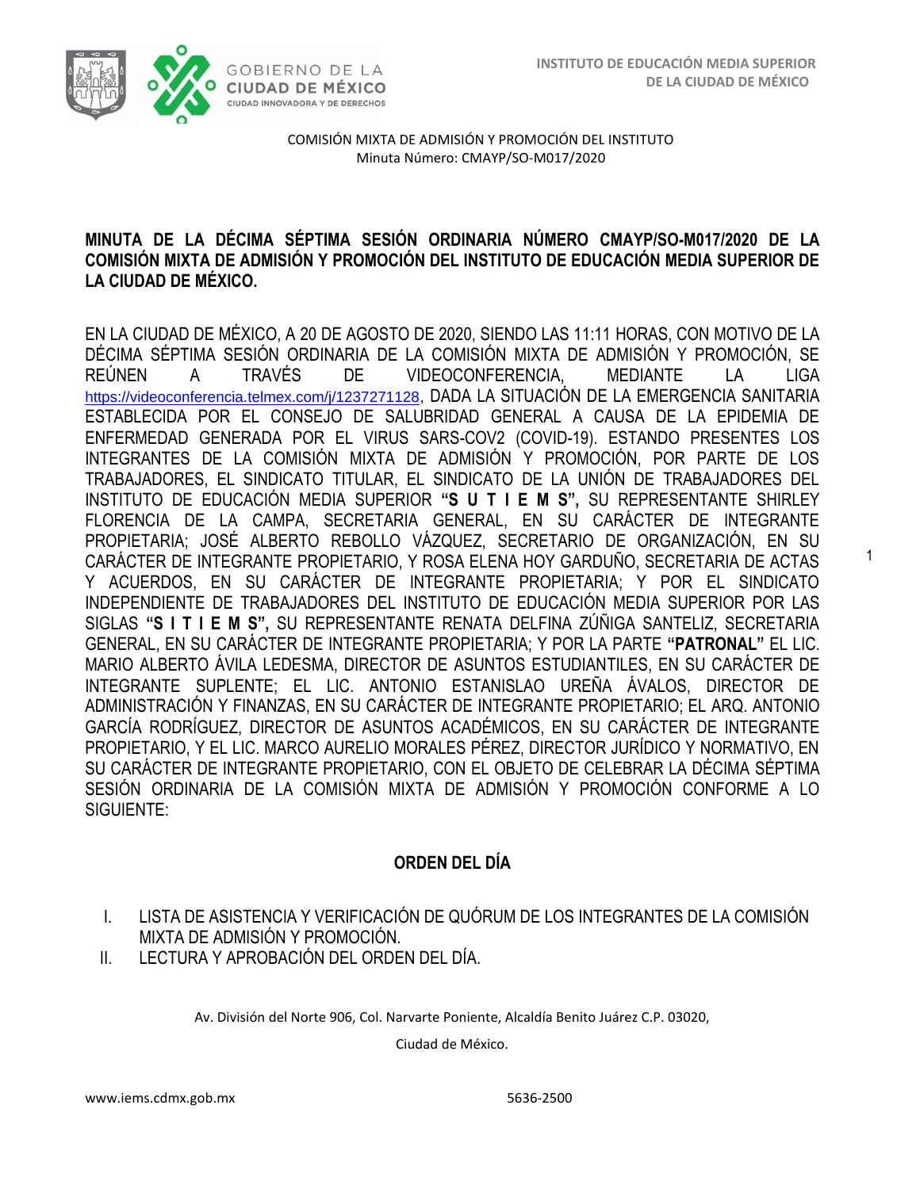COMISIÓN MIXTA DE ADMISIÓN Y PROMOCIÓN DEL INSTITUTO
Minuta Número: CMAYP/SO-M017/2020

**MINUTA DE LA DÉCIMA SÉPTIMA SESIÓN ORDINARIA NÚMERO CMAYP/SO-M017/2020 DE LA COMISIÓN MIXTA DE ADMISIÓN Y PROMOCIÓN DEL INSTITUTO DE EDUCACIÓN MEDIA SUPERIOR DE LA CIUDAD DE MÉXICO.**

EN LA CIUDAD DE MÉXICO, A 20 DE AGOSTO DE 2020, SIENDO LAS 11:11 HORAS, CON MOTIVO DE LA DÉCIMA SÉPTIMA SESIÓN ORDINARIA DE LA COMISIÓN MIXTA DE ADMISIÓN Y PROMOCIÓN, SE REÚNEN A TRAVÉS DE VIDEOCONFERENCIA, MEDIANTE LA LIGA https://videoconferencia.telmex.com/j/1237271128, DADA LA SITUACIÓN DE LA EMERGENCIA SANITARIA ESTABLECIDA POR EL CONSEJO DE SALUBRIDAD GENERAL A CAUSA DE LA EPIDEMIA DE ENFERMEDAD GENERADA POR EL VIRUS SARS-COV2 (COVID-19). ESTANDO PRESENTES LOS INTEGRANTES DE LA COMISIÓN MIXTA DE ADMISIÓN Y PROMOCIÓN, POR PARTE DE LOS TRABAJADORES, EL SINDICATO TITULAR, EL SINDICATO DE LA UNIÓN DE TRABAJADORES DEL INSTITUTO DE EDUCACIÓN MEDIA SUPERIOR **"S U T I E M S",** SU REPRESENTANTE SHIRLEY FLORENCIA DE LA CAMPA, SECRETARIA GENERAL, EN SU CARÁCTER DE INTEGRANTE PROPIETARIA; JOSÉ ALBERTO REBOLLO VÁZQUEZ, SECRETARIO DE ORGANIZACIÓN, EN SU CARÁCTER DE INTEGRANTE PROPIETARIO, Y ROSA ELENA HOY GARDUÑO, SECRETARIA DE ACTAS Y ACUERDOS, EN SU CARÁCTER DE INTEGRANTE PROPIETARIA; Y POR EL SINDICATO INDEPENDIENTE DE TRABAJADORES DEL INSTITUTO DE EDUCACIÓN MEDIA SUPERIOR POR LAS SIGLAS **"S I T I E M S",** SU REPRESENTANTE RENATA DELFINA ZÚÑIGA SANTELIZ, SECRETARIA GENERAL, EN SU CARÁCTER DE INTEGRANTE PROPIETARIA; Y POR LA PARTE **"PATRONAL"** EL LIC. MARIO ALBERTO ÁVILA LEDESMA, DIRECTOR DE ASUNTOS ESTUDIANTILES, EN SU CARÁCTER DE INTEGRANTE SUPLENTE; EL LIC. ANTONIO ESTANISLAO UREÑA ÁVALOS, DIRECTOR DE ADMINISTRACIÓN Y FINANZAS, EN SU CARÁCTER DE INTEGRANTE PROPIETARIO; EL ARQ. ANTONIO GARCÍA RODRÍGUEZ, DIRECTOR DE ASUNTOS ACADÉMICOS, EN SU CARÁCTER DE INTEGRANTE PROPIETARIO, Y EL LIC. MARCO AURELIO MORALES PÉREZ, DIRECTOR JURÍDICO Y NORMATIVO, EN SU CARÁCTER DE INTEGRANTE PROPIETARIO, CON EL OBJETO DE CELEBRAR LA DÉCIMA SÉPTIMA SESIÓN ORDINARIA DE LA COMISIÓN MIXTA DE ADMISIÓN Y PROMOCIÓN CONFORME A LO SIGUIENTE:

## ORDEN DEL DÍA

I. LISTA DE ASISTENCIA Y VERIFICACIÓN DE QUÓRUM DE LOS INTEGRANTES DE LA COMISIÓN MIXTA DE ADMISIÓN Y PROMOCIÓN.

II. LECTURA Y APROBACIÓN DEL ORDEN DEL DÍA.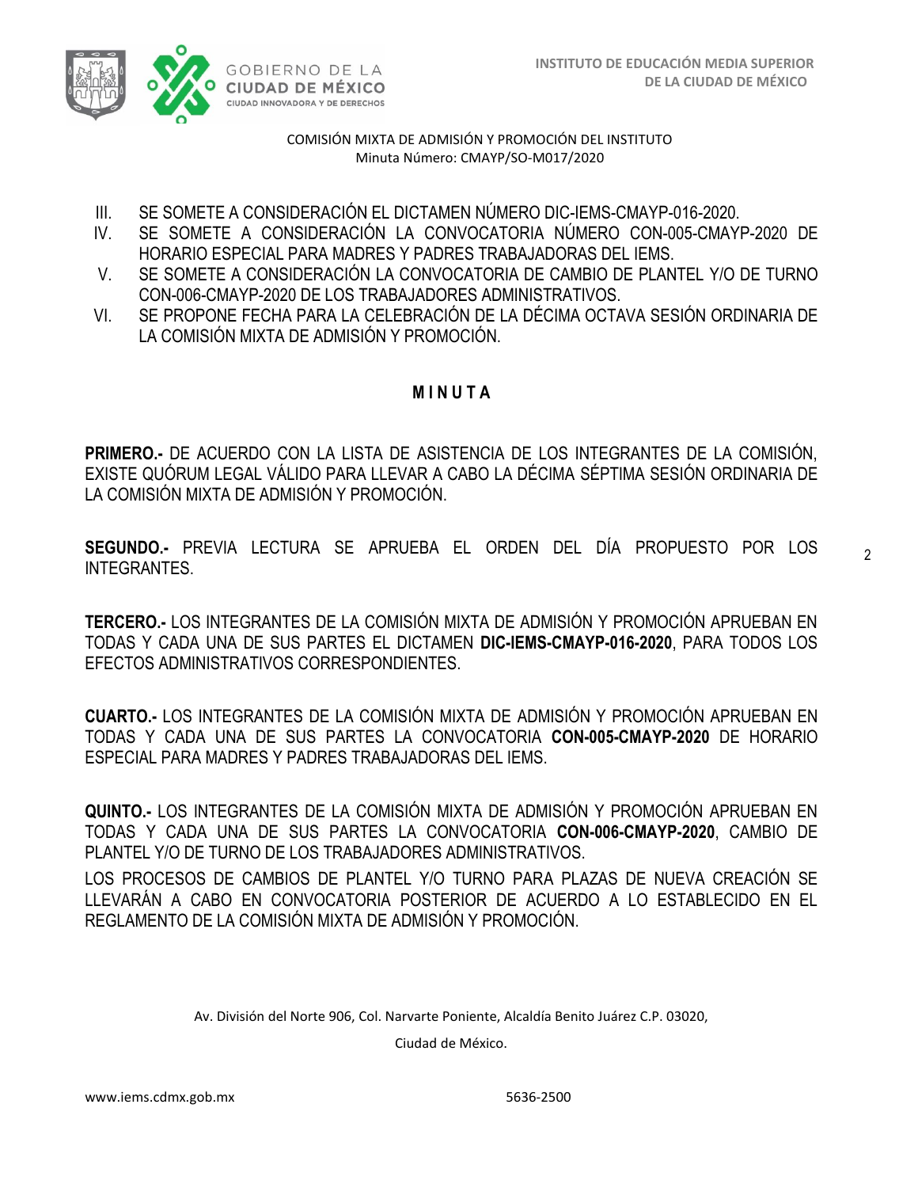COMISIÓN MIXTA DE ADMISIÓN Y PROMOCIÓN DEL INSTITUTO
Minuta Número: CMAYP/SO-M017/2020

III. SE SOMETE A CONSIDERACIÓN EL DICTAMEN NÚMERO DIC-IEMS-CMAYP-016-2020.
IV. SE SOMETE A CONSIDERACIÓN LA CONVOCATORIA NÚMERO CON-005-CMAYP-2020 DE HORARIO ESPECIAL PARA MADRES Y PADRES TRABAJADORAS DEL IEMS.
V. SE SOMETE A CONSIDERACIÓN LA CONVOCATORIA DE CAMBIO DE PLANTEL Y/O DE TURNO CON-006-CMAYP-2020 DE LOS TRABAJADORES ADMINISTRATIVOS.
VI. SE PROPONE FECHA PARA LA CELEBRACIÓN DE LA DÉCIMA OCTAVA SESIÓN ORDINARIA DE LA COMISIÓN MIXTA DE ADMISIÓN Y PROMOCIÓN.

## M I N U T A

**PRIMERO.-** DE ACUERDO CON LA LISTA DE ASISTENCIA DE LOS INTEGRANTES DE LA COMISIÓN, EXISTE QUÓRUM LEGAL VÁLIDO PARA LLEVAR A CABO LA DÉCIMA SÉPTIMA SESIÓN ORDINARIA DE LA COMISIÓN MIXTA DE ADMISIÓN Y PROMOCIÓN.

**SEGUNDO.-** PREVIA LECTURA SE APRUEBA EL ORDEN DEL DÍA PROPUESTO POR LOS INTEGRANTES.

**TERCERO.-** LOS INTEGRANTES DE LA COMISIÓN MIXTA DE ADMISIÓN Y PROMOCIÓN APRUEBAN EN TODAS Y CADA UNA DE SUS PARTES EL DICTAMEN **DIC-IEMS-CMAYP-016-2020**, PARA TODOS LOS EFECTOS ADMINISTRATIVOS CORRESPONDIENTES.

**CUARTO.-** LOS INTEGRANTES DE LA COMISIÓN MIXTA DE ADMISIÓN Y PROMOCIÓN APRUEBAN EN TODAS Y CADA UNA DE SUS PARTES LA CONVOCATORIA **CON-005-CMAYP-2020** DE HORARIO ESPECIAL PARA MADRES Y PADRES TRABAJADORAS DEL IEMS.

**QUINTO.-** LOS INTEGRANTES DE LA COMISIÓN MIXTA DE ADMISIÓN Y PROMOCIÓN APRUEBAN EN TODAS Y CADA UNA DE SUS PARTES LA CONVOCATORIA **CON-006-CMAYP-2020**, CAMBIO DE PLANTEL Y/O DE TURNO DE LOS TRABAJADORES ADMINISTRATIVOS.

LOS PROCESOS DE CAMBIOS DE PLANTEL Y/O TURNO PARA PLAZAS DE NUEVA CREACIÓN SE LLEVARÁN A CABO EN CONVOCATORIA POSTERIOR DE ACUERDO A LO ESTABLECIDO EN EL REGLAMENTO DE LA COMISIÓN MIXTA DE ADMISIÓN Y PROMOCIÓN.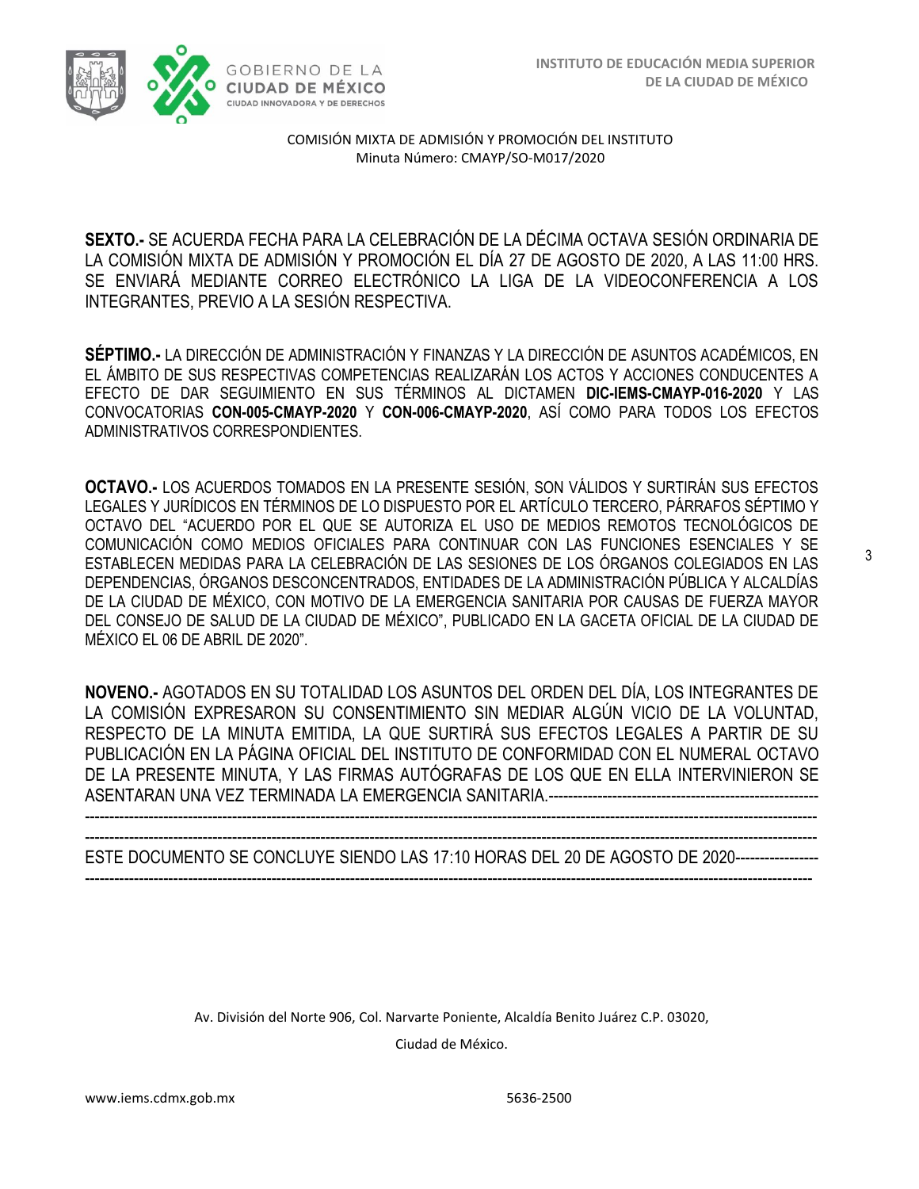COMISIÓN MIXTA DE ADMISIÓN Y PROMOCIÓN DEL INSTITUTO
Minuta Número: CMAYP/SO-M017/2020

**SEXTO.-** SE ACUERDA FECHA PARA LA CELEBRACIÓN DE LA DÉCIMA OCTAVA SESIÓN ORDINARIA DE LA COMISIÓN MIXTA DE ADMISIÓN Y PROMOCIÓN EL DÍA 27 DE AGOSTO DE 2020, A LAS 11:00 HRS. SE ENVIARÁ MEDIANTE CORREO ELECTRÓNICO LA LIGA DE LA VIDEOCONFERENCIA A LOS INTEGRANTES, PREVIO A LA SESIÓN RESPECTIVA.

**SÉPTIMO.-** LA DIRECCIÓN DE ADMINISTRACIÓN Y FINANZAS Y LA DIRECCIÓN DE ASUNTOS ACADÉMICOS, EN EL ÁMBITO DE SUS RESPECTIVAS COMPETENCIAS REALIZARÁN LOS ACTOS Y ACCIONES CONDUCENTES A EFECTO DE DAR SEGUIMIENTO EN SUS TÉRMINOS AL DICTAMEN **DIC-IEMS-CMAYP-016-2020** Y LAS CONVOCATORIAS **CON-005-CMAYP-2020** Y **CON-006-CMAYP-2020**, ASÍ COMO PARA TODOS LOS EFECTOS ADMINISTRATIVOS CORRESPONDIENTES.

**OCTAVO.-** LOS ACUERDOS TOMADOS EN LA PRESENTE SESIÓN, SON VÁLIDOS Y SURTIRÁN SUS EFECTOS LEGALES Y JURÍDICOS EN TÉRMINOS DE LO DISPUESTO POR EL ARTÍCULO TERCERO, PÁRRAFOS SÉPTIMO Y OCTAVO DEL "ACUERDO POR EL QUE SE AUTORIZA EL USO DE MEDIOS REMOTOS TECNOLÓGICOS DE COMUNICACIÓN COMO MEDIOS OFICIALES PARA CONTINUAR CON LAS FUNCIONES ESENCIALES Y SE ESTABLECEN MEDIDAS PARA LA CELEBRACIÓN DE LAS SESIONES DE LOS ÓRGANOS COLEGIADOS EN LAS DEPENDENCIAS, ÓRGANOS DESCONCENTRADOS, ENTIDADES DE LA ADMINISTRACIÓN PÚBLICA Y ALCALDÍAS DE LA CIUDAD DE MÉXICO, CON MOTIVO DE LA EMERGENCIA SANITARIA POR CAUSAS DE FUERZA MAYOR DEL CONSEJO DE SALUD DE LA CIUDAD DE MÉXICO", PUBLICADO EN LA GACETA OFICIAL DE LA CIUDAD DE MÉXICO EL 06 DE ABRIL DE 2020".

**NOVENO.-** AGOTADOS EN SU TOTALIDAD LOS ASUNTOS DEL ORDEN DEL DÍA, LOS INTEGRANTES DE LA COMISIÓN EXPRESARON SU CONSENTIMIENTO SIN MEDIAR ALGÚN VICIO DE LA VOLUNTAD, RESPECTO DE LA MINUTA EMITIDA, LA QUE SURTIRÁ SUS EFECTOS LEGALES A PARTIR DE SU PUBLICACIÓN EN LA PÁGINA OFICIAL DEL INSTITUTO DE CONFORMIDAD CON EL NUMERAL OCTAVO DE LA PRESENTE MINUTA, Y LAS FIRMAS AUTÓGRAFAS DE LOS QUE EN ELLA INTERVINIERON SE ASENTARAN UNA VEZ TERMINADA LA EMERGENCIA SANITARIA.------------------------------------------------------------------------------------------------------------------------------------------------------------------------------------------------------------------------------------------------------------------------------------------------------------------------------------------------------

ESTE DOCUMENTO SE CONCLUYE SIENDO LAS 17:10 HORAS DEL 20 DE AGOSTO DE 2020-------------------------------------------------------------------------------------------------------------------------------------------------------------------

Av. División del Norte 906, Col. Narvarte Poniente, Alcaldía Benito Juárez C.P. 03020,

Ciudad de México.

www.iems.cdmx.gob.mx 5636-2500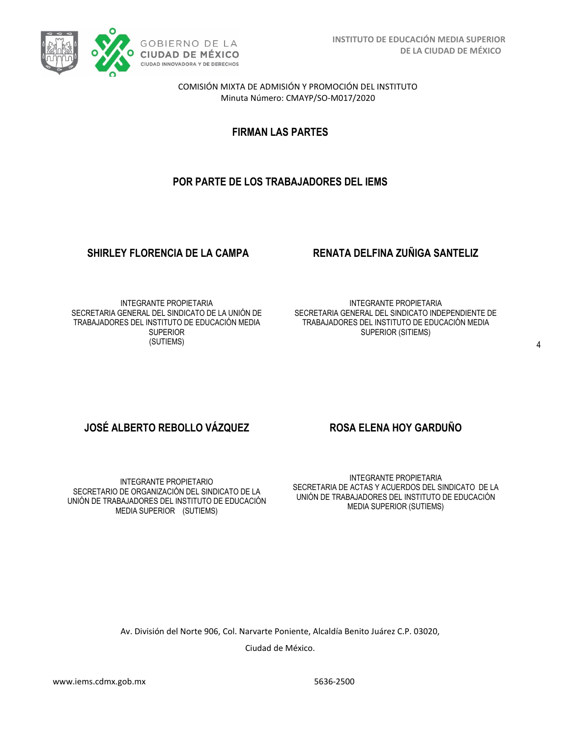COMISIÓN MIXTA DE ADMISIÓN Y PROMOCIÓN DEL INSTITUTO
Minuta Número: CMAYP/SO-M017/2020

## FIRMAN LAS PARTES

### POR PARTE DE LOS TRABAJADORES DEL IEMS

**SHIRLEY FLORENCIA DE LA CAMPA**

INTEGRANTE PROPIETARIA
SECRETARIA GENERAL DEL SINDICATO DE LA UNIÓN DE TRABAJADORES DEL INSTITUTO DE EDUCACIÓN MEDIA SUPERIOR
(SUTIEMS)

**RENATA DELFINA ZUÑIGA SANTELIZ**

INTEGRANTE PROPIETARIA
SECRETARIA GENERAL DEL SINDICATO INDEPENDIENTE DE TRABAJADORES DEL INSTITUTO DE EDUCACIÓN MEDIA SUPERIOR (SITIEMS)

**JOSÉ ALBERTO REBOLLO VÁZQUEZ**

INTEGRANTE PROPIETARIO
SECRETARIO DE ORGANIZACIÓN DEL SINDICATO DE LA UNIÓN DE TRABAJADORES DEL INSTITUTO DE EDUCACIÓN MEDIA SUPERIOR (SUTIEMS)

**ROSA ELENA HOY GARDUÑO**

INTEGRANTE PROPIETARIA
SECRETARIA DE ACTAS Y ACUERDOS DEL SINDICATO DE LA UNIÓN DE TRABAJADORES DEL INSTITUTO DE EDUCACIÓN MEDIA SUPERIOR (SUTIEMS)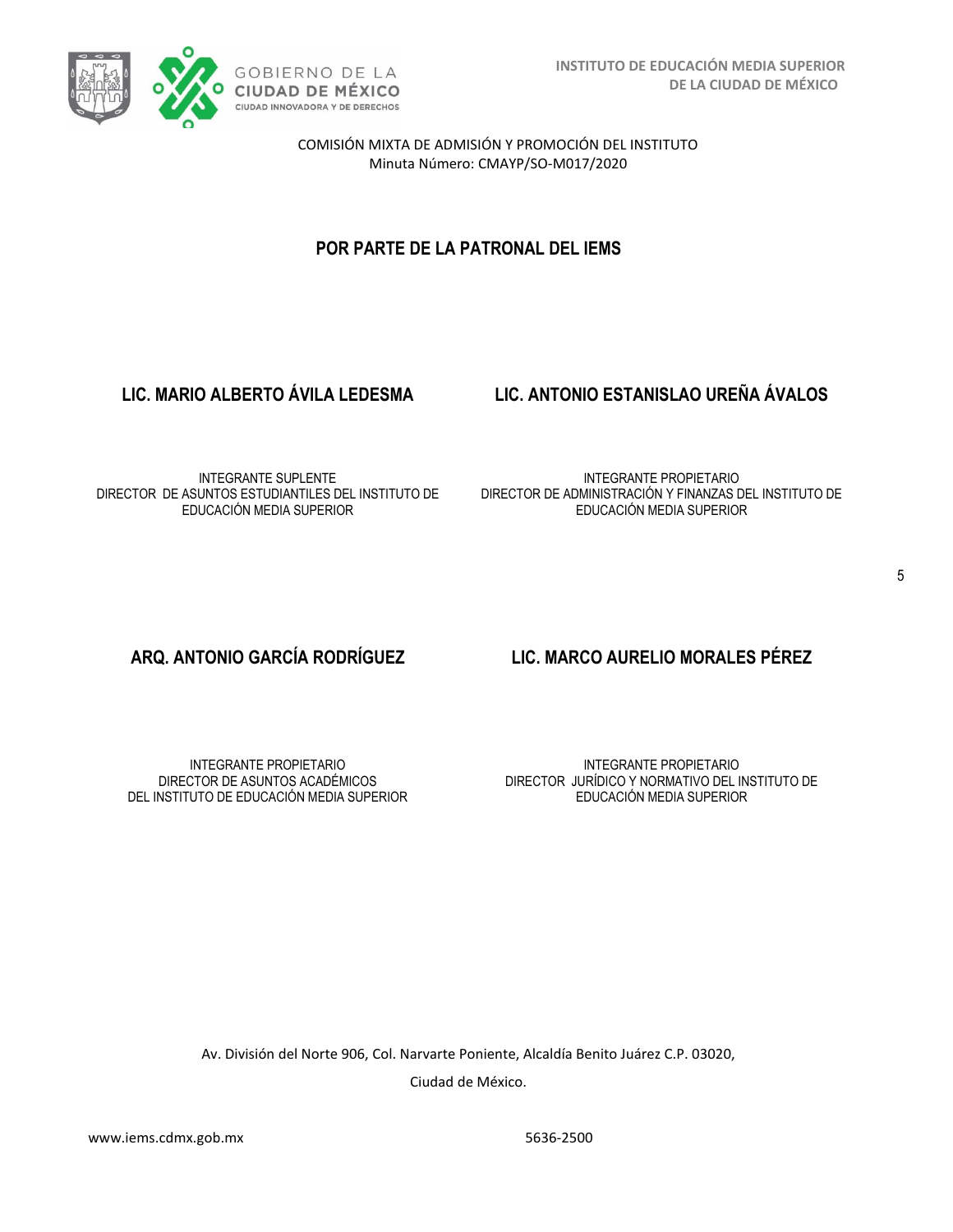COMISIÓN MIXTA DE ADMISIÓN Y PROMOCIÓN DEL INSTITUTO
Minuta Número: CMAYP/SO-M017/2020

## POR PARTE DE LA PATRONAL DEL IEMS

**LIC. MARIO ALBERTO ÁVILA LEDESMA**

INTEGRANTE SUPLENTE
DIRECTOR DE ASUNTOS ESTUDIANTILES DEL INSTITUTO DE EDUCACIÓN MEDIA SUPERIOR

**LIC. ANTONIO ESTANISLAO UREÑA ÁVALOS**

INTEGRANTE PROPIETARIO
DIRECTOR DE ADMINISTRACIÓN Y FINANZAS DEL INSTITUTO DE EDUCACIÓN MEDIA SUPERIOR

**ARQ. ANTONIO GARCÍA RODRÍGUEZ**

INTEGRANTE PROPIETARIO
DIRECTOR DE ASUNTOS ACADÉMICOS DEL INSTITUTO DE EDUCACIÓN MEDIA SUPERIOR

**LIC. MARCO AURELIO MORALES PÉREZ**

INTEGRANTE PROPIETARIO
DIRECTOR JURÍDICO Y NORMATIVO DEL INSTITUTO DE EDUCACIÓN MEDIA SUPERIOR